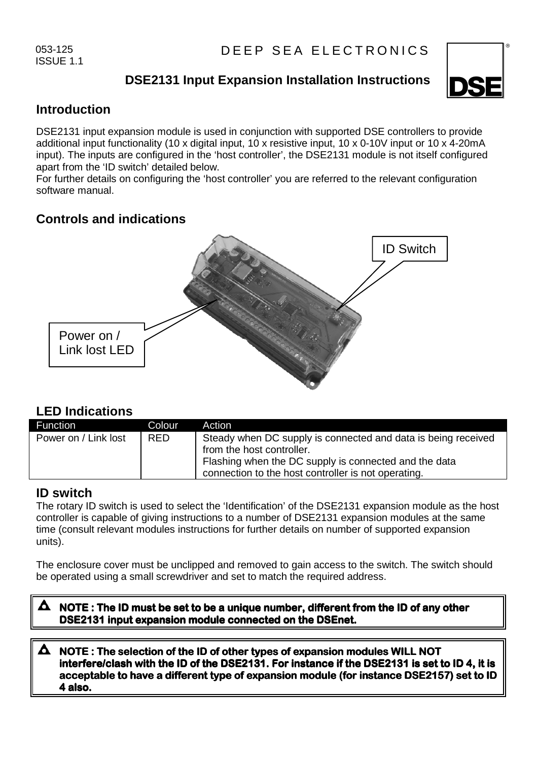053-125
ISSUE 1.1

DEEP SEA ELECTRONICS

# DSE2131 Input Expansion Installation Instructions

## Introduction

DSE2131 input expansion module is used in conjunction with supported DSE controllers to provide additional input functionality (10 x digital input, 10 x resistive input, 10 x 0-10V input or 10 x 4-20mA input). The inputs are configured in the 'host controller', the DSE2131 module is not itself configured apart from the 'ID switch' detailed below.
For further details on configuring the 'host controller' you are referred to the relevant configuration software manual.

## Controls and indications

ID Switch

Power on / Link lost LED

## LED Indications

| Function | Colour | Action |
|---|---|---|
| Power on / Link lost | RED | Steady when DC supply is connected and data is being received from the host controller. Flashing when the DC supply is connected and the data connection to the host controller is not operating. |

## ID switch

The rotary ID switch is used to select the 'Identification' of the DSE2131 expansion module as the host controller is capable of giving instructions to a number of DSE2131 expansion modules at the same time (consult relevant modules instructions for further details on number of supported expansion units).

The enclosure cover must be unclipped and removed to gain access to the switch. The switch should be operated using a small screwdriver and set to match the required address.

> **NOTE : The ID must be set to be a unique number, different from the ID of any other DSE2131 input expansion module connected on the DSEnet.**

> **NOTE : The selection of the ID of other types of expansion modules WILL NOT interfere/clash with the ID of the DSE2131. For instance if the DSE2131 is set to ID 4, it is acceptable to have a different type of expansion module (for instance DSE2157) set to ID 4 also.**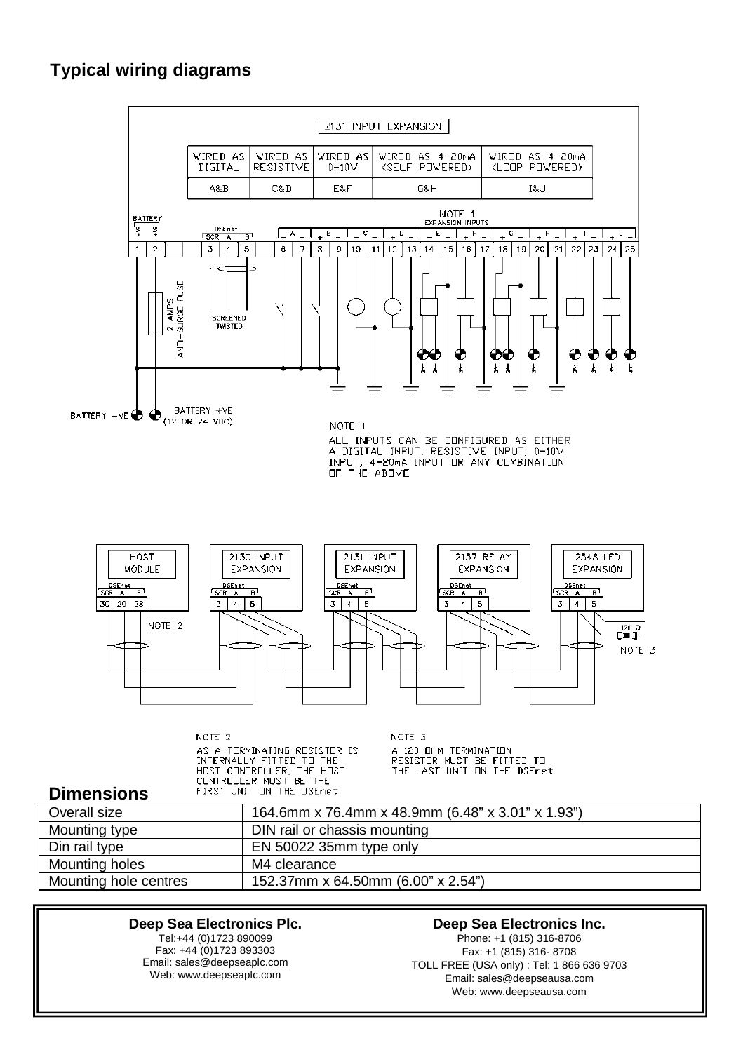## Typical wiring diagrams

2131 INPUT EXPANSION

| WIRED AS DIGITAL | WIRED AS RESISTIVE | WIRED AS 0-10V | WIRED AS 4-20mA (SELF POWERED) | WIRED AS 4-20mA (LOOP POWERED) |
|---|---|---|---|---|
| A&B | C&D | E&F | G&H | I&J |

NOTE 1
EXPANSION INPUTS

BATTERY -VE +VE

DSEnet SCR A B

1 2 3 4 5 6 7 8 9 10 11 12 13 14 15 16 17 18 19 20 21 22 23 24 25

2 AMPS ANTI-SURGE FUSE

SCREENED TWISTED

BATTERY -VE

BATTERY +VE (12 OR 24 VDC)

NOTE 1

ALL INPUTS CAN BE CONFIGURED AS EITHER A DIGITAL INPUT, RESISTIVE INPUT, 0-10V INPUT, 4-20mA INPUT OR ANY COMBINATION OF THE ABOVE

HOST MODULE
DSEnet SCR A B
30 29 28

2130 INPUT EXPANSION
DSEnet SCR A B
3 4 5

2131 INPUT EXPANSION
DSEnet SCR A B
3 4 5

2157 RELAY EXPANSION
DSEnet SCR A B
3 4 5

2548 LED EXPANSION
DSEnet SCR A B
3 4 5

NOTE 2

120 Ω

NOTE 3

NOTE 2

AS A TERMINATING RESISTOR IS INTERNALLY FITTED TO THE HOST CONTROLLER, THE HOST CONTROLLER MUST BE THE FIRST UNIT ON THE DSEnet

NOTE 3

A 120 OHM TERMINATION RESISTOR MUST BE FITTED TO THE LAST UNIT ON THE DSEnet

## Dimensions

| | |
|---|---|
| Overall size | 164.6mm x 76.4mm x 48.9mm (6.48" x 3.01" x 1.93") |
| Mounting type | DIN rail or chassis mounting |
| Din rail type | EN 50022 35mm type only |
| Mounting holes | M4 clearance |
| Mounting hole centres | 152.37mm x 64.50mm (6.00" x 2.54") |

**Deep Sea Electronics Plc.**
Tel:+44 (0)1723 890099
Fax: +44 (0)1723 893303
Email: sales@deepseaplc.com
Web: www.deepseaplc.com

**Deep Sea Electronics Inc.**
Phone: +1 (815) 316-8706
Fax: +1 (815) 316- 8708
TOLL FREE (USA only) : Tel: 1 866 636 9703
Email: sales@deepseausa.com
Web: www.deepseausa.com